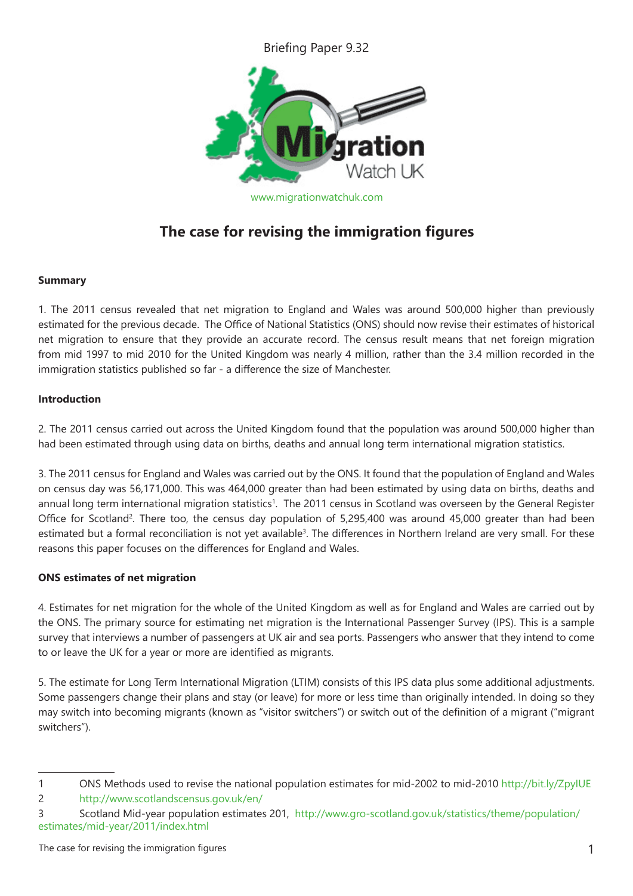Briefing Paper 9.32

www.migrationwatchuk.com

# The case for revising the immigration figures

### Summary

1. The 2011 census revealed that net migration to England and Wales was around 500,000 higher than previously estimated for the previous decade. The Office of National Statistics (ONS) should now revise their estimates of historical net migration to ensure that they provide an accurate record. The census result means that net foreign migration from mid 1997 to mid 2010 for the United Kingdom was nearly 4 million, rather than the 3.4 million recorded in the immigration statistics published so far - a difference the size of Manchester.

### Introduction

2. The 2011 census carried out across the United Kingdom found that the population was around 500,000 higher than had been estimated through using data on births, deaths and annual long term international migration statistics.

3. The 2011 census for England and Wales was carried out by the ONS. It found that the population of England and Wales on census day was 56,171,000. This was 464,000 greater than had been estimated by using data on births, deaths and annual long term international migration statistics[1]. The 2011 census in Scotland was overseen by the General Register Office for Scotland[2]. There too, the census day population of 5,295,400 was around 45,000 greater than had been estimated but a formal reconciliation is not yet available[3]. The differences in Northern Ireland are very small. For these reasons this paper focuses on the differences for England and Wales.

### ONS estimates of net migration

4. Estimates for net migration for the whole of the United Kingdom as well as for England and Wales are carried out by the ONS. The primary source for estimating net migration is the International Passenger Survey (IPS). This is a sample survey that interviews a number of passengers at UK air and sea ports. Passengers who answer that they intend to come to or leave the UK for a year or more are identified as migrants.

5. The estimate for Long Term International Migration (LTIM) consists of this IPS data plus some additional adjustments. Some passengers change their plans and stay (or leave) for more or less time than originally intended. In doing so they may switch into becoming migrants (known as "visitor switchers") or switch out of the definition of a migrant ("migrant switchers").

---

1 ONS Methods used to revise the national population estimates for mid-2002 to mid-2010 http://bit.ly/ZpylUE

2 http://www.scotlandscensus.gov.uk/en/

3 Scotland Mid-year population estimates 201, http://www.gro-scotland.gov.uk/statistics/theme/population/estimates/mid-year/2011/index.html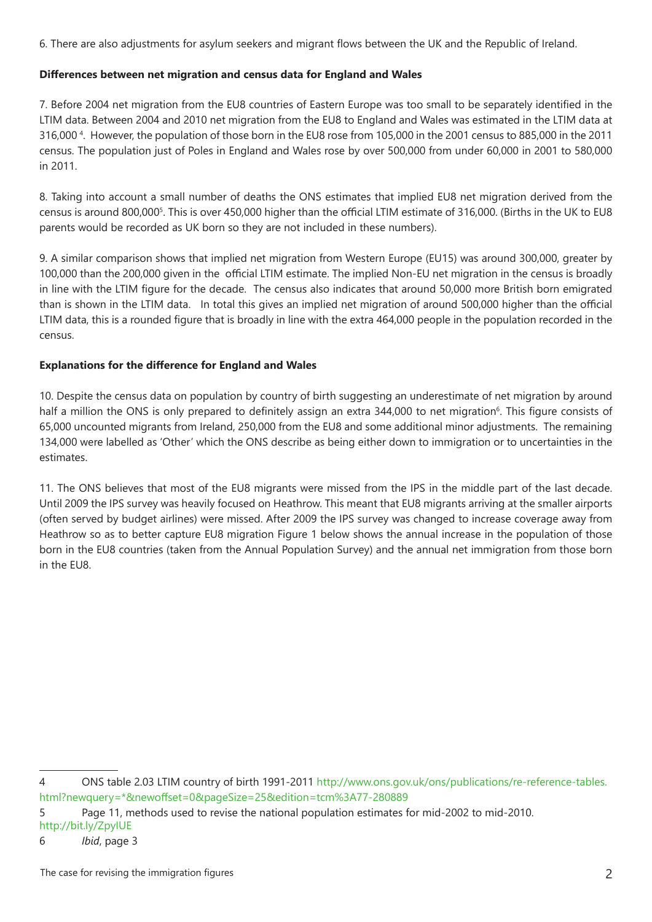6. There are also adjustments for asylum seekers and migrant flows between the UK and the Republic of Ireland.

**Differences between net migration and census data for England and Wales**

7. Before 2004 net migration from the EU8 countries of Eastern Europe was too small to be separately identified in the LTIM data. Between 2004 and 2010 net migration from the EU8 to England and Wales was estimated in the LTIM data at 316,000 [4]. However, the population of those born in the EU8 rose from 105,000 in the 2001 census to 885,000 in the 2011 census. The population just of Poles in England and Wales rose by over 500,000 from under 60,000 in 2001 to 580,000 in 2011.

8. Taking into account a small number of deaths the ONS estimates that implied EU8 net migration derived from the census is around 800,000[5]. This is over 450,000 higher than the official LTIM estimate of 316,000. (Births in the UK to EU8 parents would be recorded as UK born so they are not included in these numbers).

9. A similar comparison shows that implied net migration from Western Europe (EU15) was around 300,000, greater by 100,000 than the 200,000 given in the official LTIM estimate. The implied Non-EU net migration in the census is broadly in line with the LTIM figure for the decade. The census also indicates that around 50,000 more British born emigrated than is shown in the LTIM data. In total this gives an implied net migration of around 500,000 higher than the official LTIM data, this is a rounded figure that is broadly in line with the extra 464,000 people in the population recorded in the census.

**Explanations for the difference for England and Wales**

10. Despite the census data on population by country of birth suggesting an underestimate of net migration by around half a million the ONS is only prepared to definitely assign an extra 344,000 to net migration[6]. This figure consists of 65,000 uncounted migrants from Ireland, 250,000 from the EU8 and some additional minor adjustments. The remaining 134,000 were labelled as 'Other' which the ONS describe as being either down to immigration or to uncertainties in the estimates.

11. The ONS believes that most of the EU8 migrants were missed from the IPS in the middle part of the last decade. Until 2009 the IPS survey was heavily focused on Heathrow. This meant that EU8 migrants arriving at the smaller airports (often served by budget airlines) were missed. After 2009 the IPS survey was changed to increase coverage away from Heathrow so as to better capture EU8 migration Figure 1 below shows the annual increase in the population of those born in the EU8 countries (taken from the Annual Population Survey) and the annual net immigration from those born in the EU8.

---

4 ONS table 2.03 LTIM country of birth 1991-2011 http://www.ons.gov.uk/ons/publications/re-reference-tables.html?newquery=*&newoffset=0&pageSize=25&edition=tcm%3A77-280889

5 Page 11, methods used to revise the national population estimates for mid-2002 to mid-2010. http://bit.ly/ZpylUE

6 *Ibid*, page 3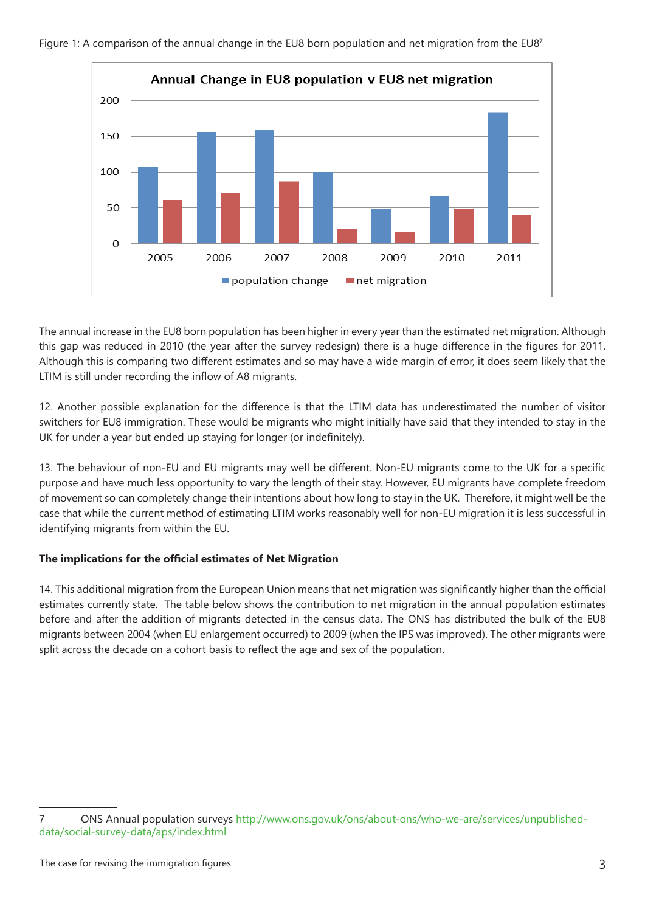Figure 1: A comparison of the annual change in the EU8 born population and net migration from the EU8[7]

The annual increase in the EU8 born population has been higher in every year than the estimated net migration. Although this gap was reduced in 2010 (the year after the survey redesign) there is a huge difference in the figures for 2011. Although this is comparing two different estimates and so may have a wide margin of error, it does seem likely that the LTIM is still under recording the inflow of A8 migrants.

12. Another possible explanation for the difference is that the LTIM data has underestimated the number of visitor switchers for EU8 immigration. These would be migrants who might initially have said that they intended to stay in the UK for under a year but ended up staying for longer (or indefinitely).

13. The behaviour of non-EU and EU migrants may well be different. Non-EU migrants come to the UK for a specific purpose and have much less opportunity to vary the length of their stay. However, EU migrants have complete freedom of movement so can completely change their intentions about how long to stay in the UK. Therefore, it might well be the case that while the current method of estimating LTIM works reasonably well for non-EU migration it is less successful in identifying migrants from within the EU.

**The implications for the official estimates of Net Migration**

14. This additional migration from the European Union means that net migration was significantly higher than the official estimates currently state. The table below shows the contribution to net migration in the annual population estimates before and after the addition of migrants detected in the census data. The ONS has distributed the bulk of the EU8 migrants between 2004 (when EU enlargement occurred) to 2009 (when the IPS was improved). The other migrants were split across the decade on a cohort basis to reflect the age and sex of the population.

---

7 ONS Annual population surveys http://www.ons.gov.uk/ons/about-ons/who-we-are/services/unpublished-data/social-survey-data/aps/index.html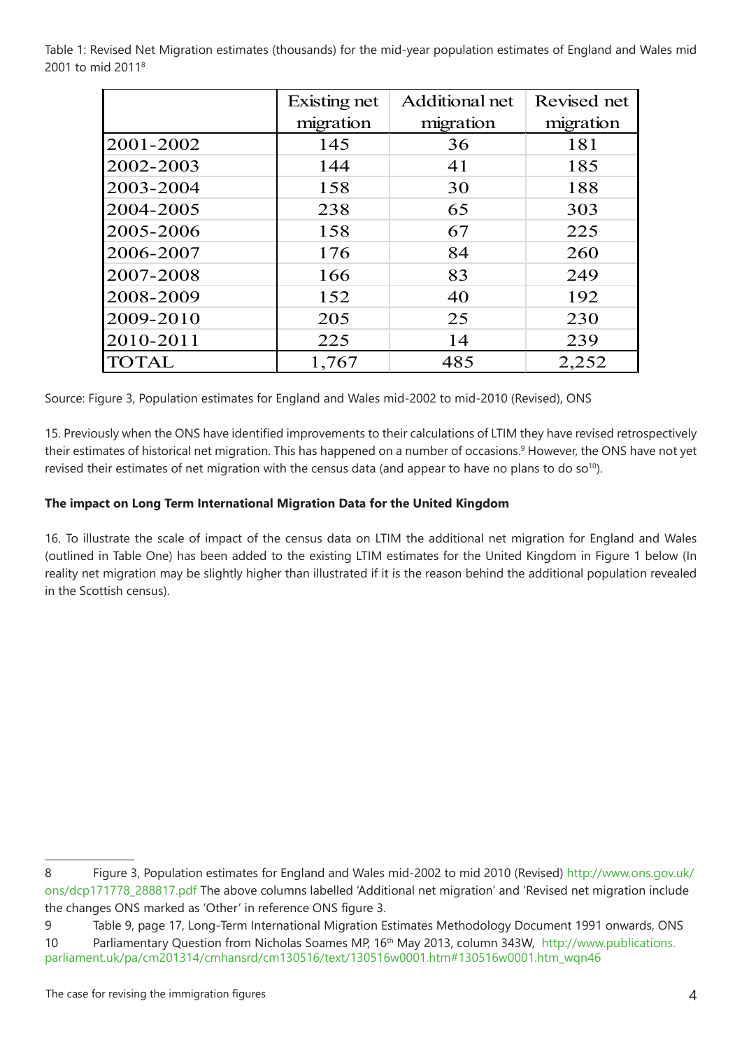Table 1: Revised Net Migration estimates (thousands) for the mid-year population estimates of England and Wales mid 2001 to mid 2011[8]

| | Existing net migration | Additional net migration | Revised net migration |
|---|---|---|---|
| 2001-2002 | 145 | 36 | 181 |
| 2002-2003 | 144 | 41 | 185 |
| 2003-2004 | 158 | 30 | 188 |
| 2004-2005 | 238 | 65 | 303 |
| 2005-2006 | 158 | 67 | 225 |
| 2006-2007 | 176 | 84 | 260 |
| 2007-2008 | 166 | 83 | 249 |
| 2008-2009 | 152 | 40 | 192 |
| 2009-2010 | 205 | 25 | 230 |
| 2010-2011 | 225 | 14 | 239 |
| TOTAL | 1,767 | 485 | 2,252 |

Source: Figure 3, Population estimates for England and Wales mid-2002 to mid-2010 (Revised), ONS

15. Previously when the ONS have identified improvements to their calculations of LTIM they have revised retrospectively their estimates of historical net migration. This has happened on a number of occasions.[9] However, the ONS have not yet revised their estimates of net migration with the census data (and appear to have no plans to do so[10]).

**The impact on Long Term International Migration Data for the United Kingdom**

16. To illustrate the scale of impact of the census data on LTIM the additional net migration for England and Wales (outlined in Table One) has been added to the existing LTIM estimates for the United Kingdom in Figure 1 below (In reality net migration may be slightly higher than illustrated if it is the reason behind the additional population revealed in the Scottish census).

---

8 Figure 3, Population estimates for England and Wales mid-2002 to mid 2010 (Revised) http://www.ons.gov.uk/ons/dcp171778_288817.pdf The above columns labelled 'Additional net migration' and 'Revised net migration include the changes ONS marked as 'Other' in reference ONS figure 3.

9 Table 9, page 17, Long-Term International Migration Estimates Methodology Document 1991 onwards, ONS

10 Parliamentary Question from Nicholas Soames MP, 16th May 2013, column 343W, http://www.publications.parliament.uk/pa/cm201314/cmhansrd/cm130516/text/130516w0001.htm#130516w0001.htm_wqn46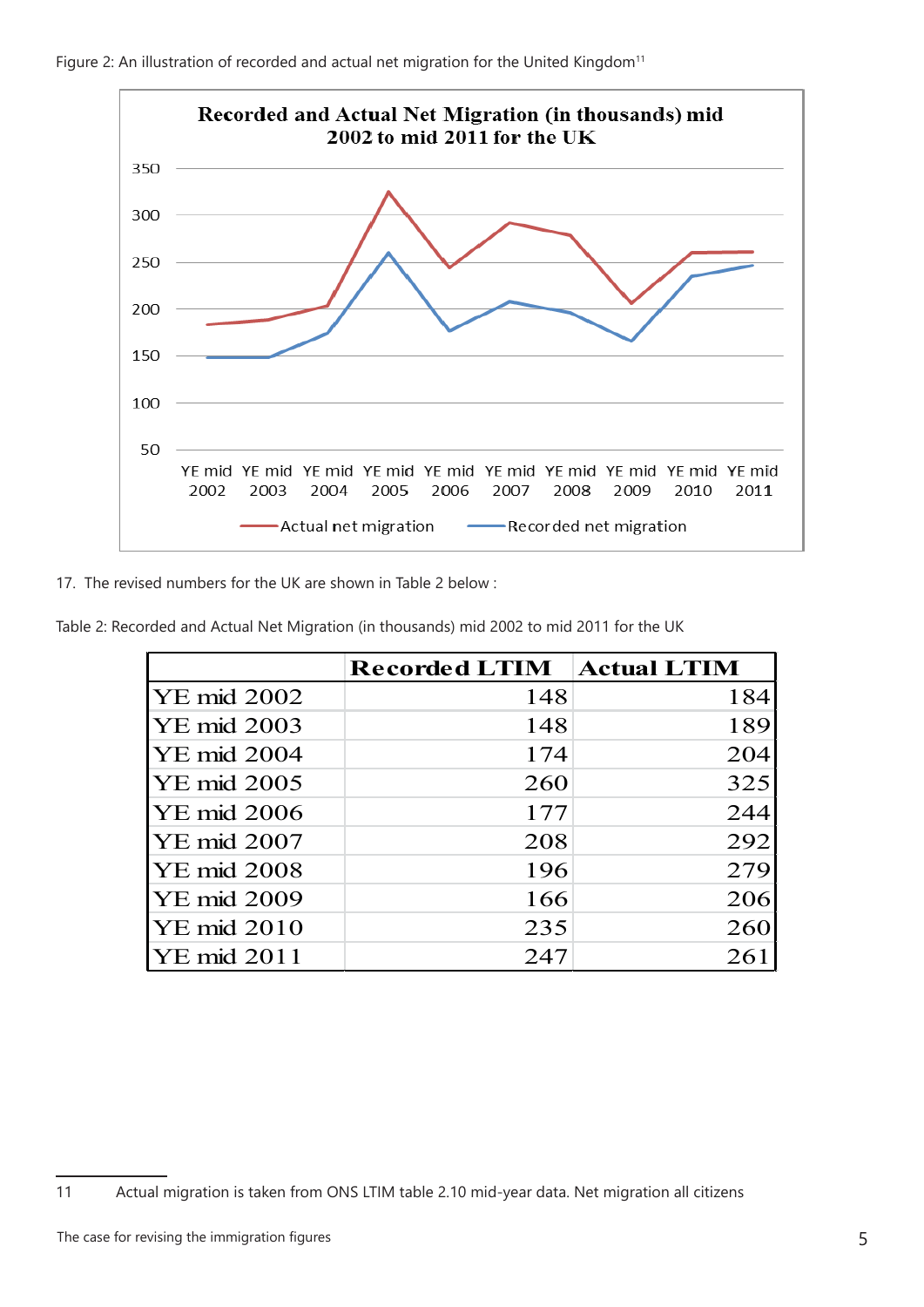Figure 2: An illustration of recorded and actual net migration for the United Kingdom[11]

17. The revised numbers for the UK are shown in Table 2 below :

Table 2: Recorded and Actual Net Migration (in thousands) mid 2002 to mid 2011 for the UK

| | Recorded LTIM | Actual LTIM |
|---|---|---|
| YE mid 2002 | 148 | 184 |
| YE mid 2003 | 148 | 189 |
| YE mid 2004 | 174 | 204 |
| YE mid 2005 | 260 | 325 |
| YE mid 2006 | 177 | 244 |
| YE mid 2007 | 208 | 292 |
| YE mid 2008 | 196 | 279 |
| YE mid 2009 | 166 | 206 |
| YE mid 2010 | 235 | 260 |
| YE mid 2011 | 247 | 261 |

11 Actual migration is taken from ONS LTIM table 2.10 mid-year data. Net migration all citizens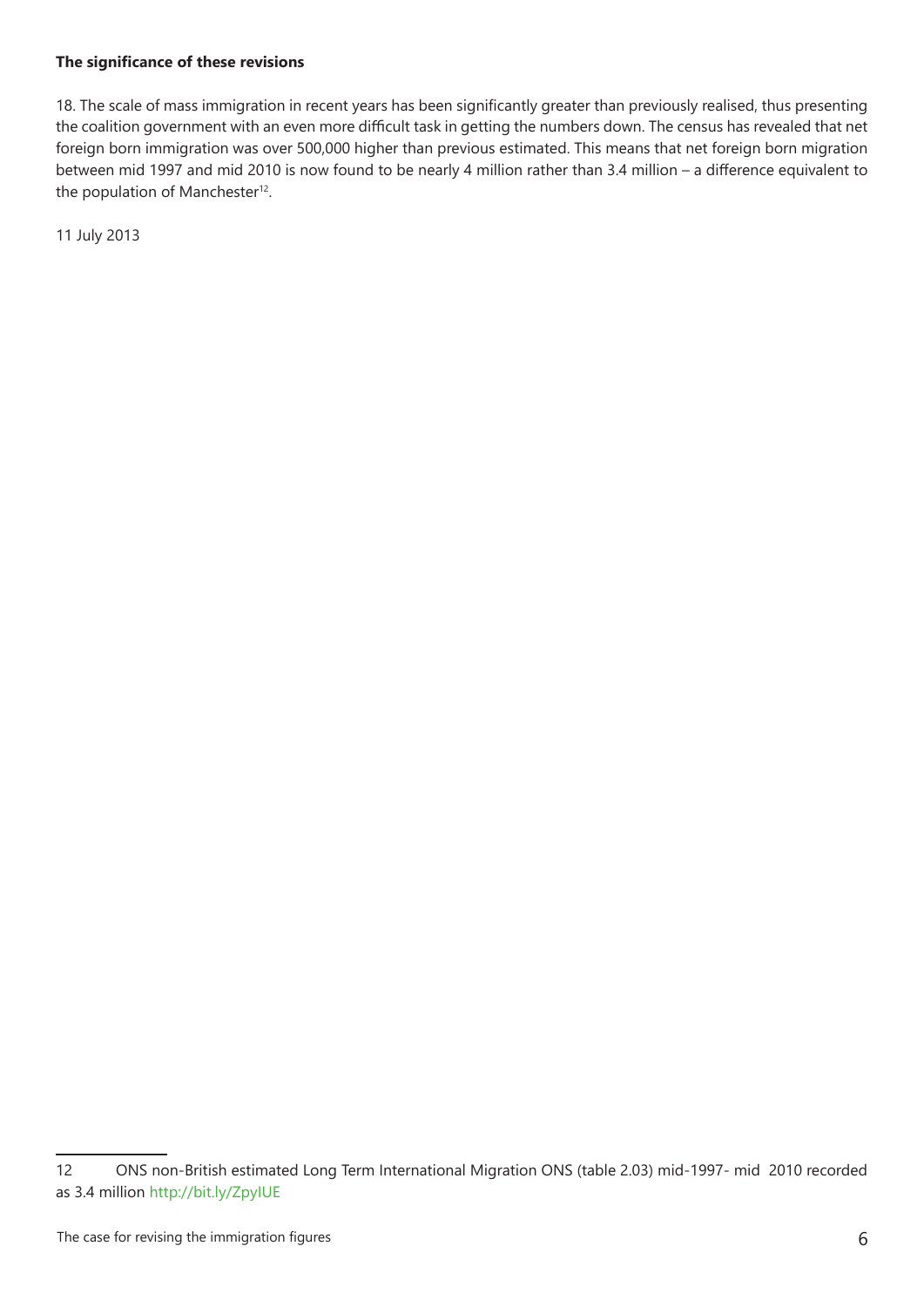**The significance of these revisions**

18. The scale of mass immigration in recent years has been significantly greater than previously realised, thus presenting the coalition government with an even more difficult task in getting the numbers down. The census has revealed that net foreign born immigration was over 500,000 higher than previous estimated. This means that net foreign born migration between mid 1997 and mid 2010 is now found to be nearly 4 million rather than 3.4 million – a difference equivalent to the population of Manchester[12].

11 July 2013

12 ONS non-British estimated Long Term International Migration ONS (table 2.03) mid-1997- mid 2010 recorded as 3.4 million http://bit.ly/ZpyIUE